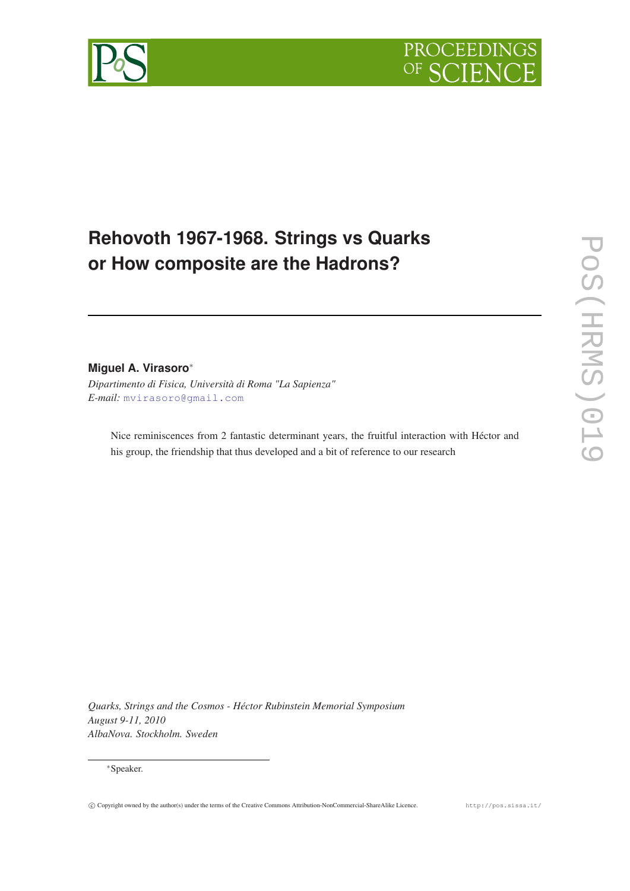# Rehovoth 1967-1968. Strings vs Quarks or How composite are the Hadrons?

**Miguel A. Virasoro**[*]

*Dipartimento di Fisica, Università di Roma "La Sapienza"*
*E-mail:* mvirasoro@gmail.com

Nice reminiscences from 2 fantastic determinant years, the fruitful interaction with Héctor and his group, the friendship that thus developed and a bit of reference to our research

*Quarks, Strings and the Cosmos - Héctor Rubinstein Memorial Symposium*
*August 9-11, 2010*
*AlbaNova. Stockholm. Sweden*

[*]Speaker.

© Copyright owned by the author(s) under the terms of the Creative Commons Attribution-NonCommercial-ShareAlike Licence.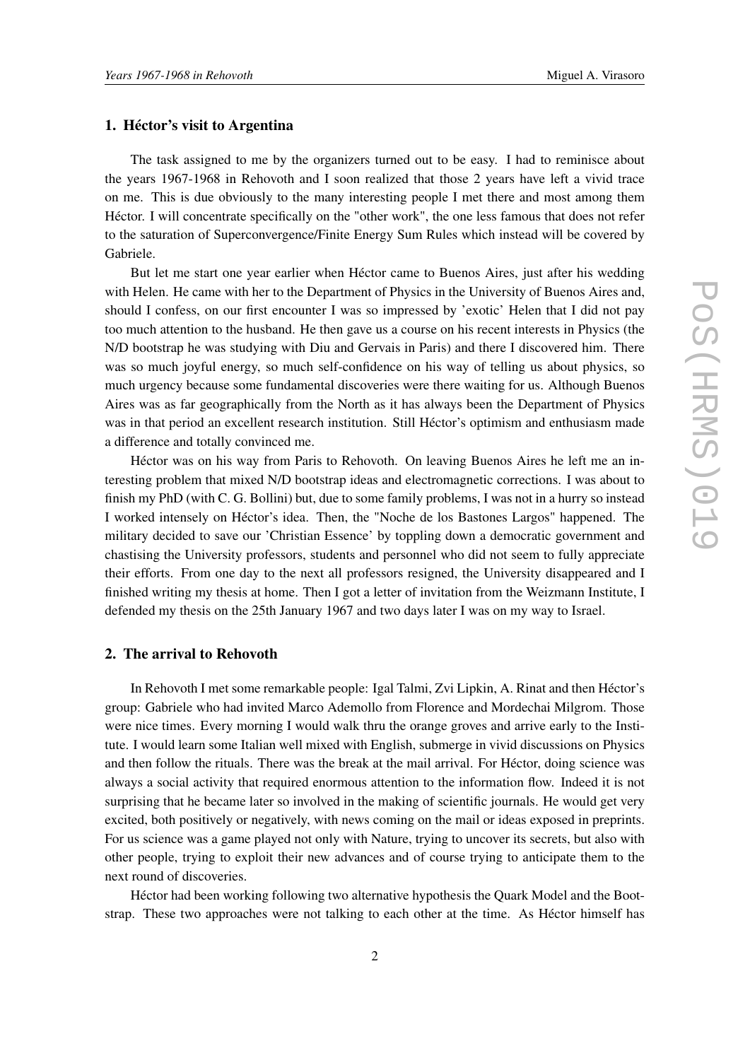## 1. Héctor's visit to Argentina

The task assigned to me by the organizers turned out to be easy. I had to reminisce about the years 1967-1968 in Rehovoth and I soon realized that those 2 years have left a vivid trace on me. This is due obviously to the many interesting people I met there and most among them Héctor. I will concentrate specifically on the "other work", the one less famous that does not refer to the saturation of Superconvergence/Finite Energy Sum Rules which instead will be covered by Gabriele.

But let me start one year earlier when Héctor came to Buenos Aires, just after his wedding with Helen. He came with her to the Department of Physics in the University of Buenos Aires and, should I confess, on our first encounter I was so impressed by 'exotic' Helen that I did not pay too much attention to the husband. He then gave us a course on his recent interests in Physics (the N/D bootstrap he was studying with Diu and Gervais in Paris) and there I discovered him. There was so much joyful energy, so much self-confidence on his way of telling us about physics, so much urgency because some fundamental discoveries were there waiting for us. Although Buenos Aires was as far geographically from the North as it has always been the Department of Physics was in that period an excellent research institution. Still Héctor's optimism and enthusiasm made a difference and totally convinced me.

Héctor was on his way from Paris to Rehovoth. On leaving Buenos Aires he left me an interesting problem that mixed N/D bootstrap ideas and electromagnetic corrections. I was about to finish my PhD (with C. G. Bollini) but, due to some family problems, I was not in a hurry so instead I worked intensely on Héctor's idea. Then, the "Noche de los Bastones Largos" happened. The military decided to save our 'Christian Essence' by toppling down a democratic government and chastising the University professors, students and personnel who did not seem to fully appreciate their efforts. From one day to the next all professors resigned, the University disappeared and I finished writing my thesis at home. Then I got a letter of invitation from the Weizmann Institute, I defended my thesis on the 25th January 1967 and two days later I was on my way to Israel.

## 2. The arrival to Rehovoth

In Rehovoth I met some remarkable people: Igal Talmi, Zvi Lipkin, A. Rinat and then Héctor's group: Gabriele who had invited Marco Ademollo from Florence and Mordechai Milgrom. Those were nice times. Every morning I would walk thru the orange groves and arrive early to the Institute. I would learn some Italian well mixed with English, submerge in vivid discussions on Physics and then follow the rituals. There was the break at the mail arrival. For Héctor, doing science was always a social activity that required enormous attention to the information flow. Indeed it is not surprising that he became later so involved in the making of scientific journals. He would get very excited, both positively or negatively, with news coming on the mail or ideas exposed in preprints. For us science was a game played not only with Nature, trying to uncover its secrets, but also with other people, trying to exploit their new advances and of course trying to anticipate them to the next round of discoveries.

Héctor had been working following two alternative hypothesis the Quark Model and the Bootstrap. These two approaches were not talking to each other at the time. As Héctor himself has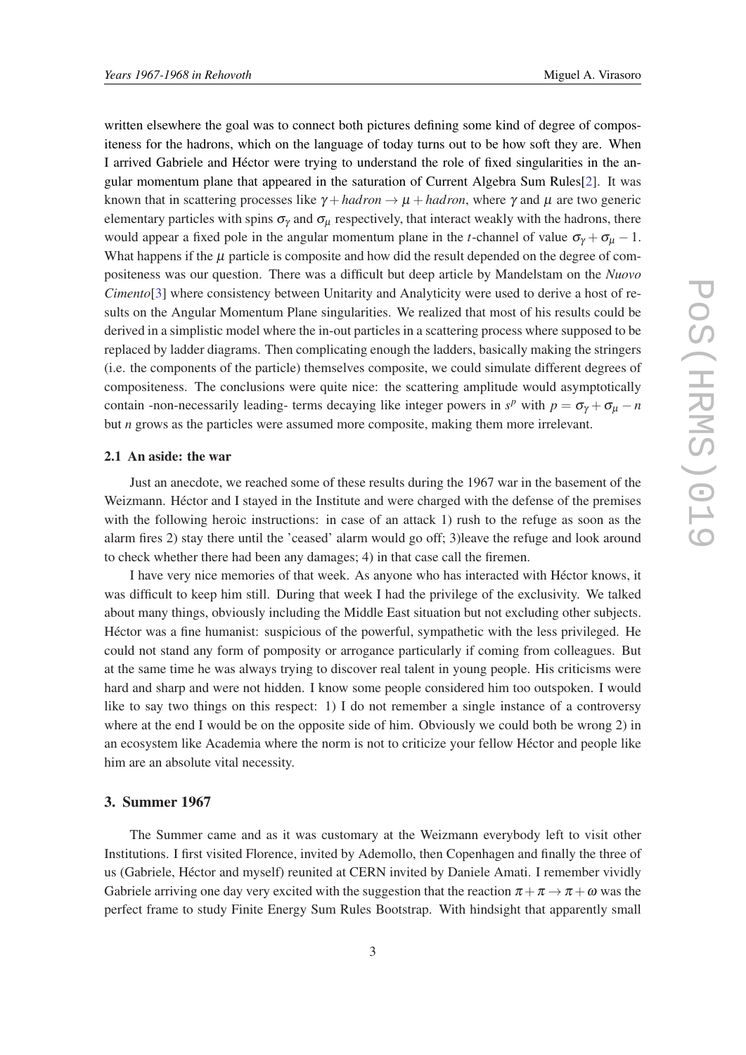written elsewhere the goal was to connect both pictures defining some kind of degree of compositeness for the hadrons, which on the language of today turns out to be how soft they are. When I arrived Gabriele and Héctor were trying to understand the role of fixed singularities in the angular momentum plane that appeared in the saturation of Current Algebra Sum Rules[2]. It was known that in scattering processes like $\gamma + hadron \rightarrow \mu + hadron$, where $\gamma$ and $\mu$ are two generic elementary particles with spins $\sigma_\gamma$ and $\sigma_\mu$ respectively, that interact weakly with the hadrons, there would appear a fixed pole in the angular momentum plane in the $t$-channel of value $\sigma_\gamma + \sigma_\mu - 1$. What happens if the $\mu$ particle is composite and how did the result depended on the degree of compositeness was our question. There was a difficult but deep article by Mandelstam on the *Nuovo Cimento*[3] where consistency between Unitarity and Analyticity were used to derive a host of results on the Angular Momentum Plane singularities. We realized that most of his results could be derived in a simplistic model where the in-out particles in a scattering process where supposed to be replaced by ladder diagrams. Then complicating enough the ladders, basically making the stringers (i.e. the components of the particle) themselves composite, we could simulate different degrees of compositeness. The conclusions were quite nice: the scattering amplitude would asymptotically contain -non-necessarily leading- terms decaying like integer powers in $s^p$ with $p = \sigma_\gamma + \sigma_\mu - n$ but $n$ grows as the particles were assumed more composite, making them more irrelevant.

### 2.1 An aside: the war

Just an anecdote, we reached some of these results during the 1967 war in the basement of the Weizmann. Héctor and I stayed in the Institute and were charged with the defense of the premises with the following heroic instructions: in case of an attack 1) rush to the refuge as soon as the alarm fires 2) stay there until the 'ceased' alarm would go off; 3)leave the refuge and look around to check whether there had been any damages; 4) in that case call the firemen.

I have very nice memories of that week. As anyone who has interacted with Héctor knows, it was difficult to keep him still. During that week I had the privilege of the exclusivity. We talked about many things, obviously including the Middle East situation but not excluding other subjects. Héctor was a fine humanist: suspicious of the powerful, sympathetic with the less privileged. He could not stand any form of pomposity or arrogance particularly if coming from colleagues. But at the same time he was always trying to discover real talent in young people. His criticisms were hard and sharp and were not hidden. I know some people considered him too outspoken. I would like to say two things on this respect: 1) I do not remember a single instance of a controversy where at the end I would be on the opposite side of him. Obviously we could both be wrong 2) in an ecosystem like Academia where the norm is not to criticize your fellow Héctor and people like him are an absolute vital necessity.

## 3. Summer 1967

The Summer came and as it was customary at the Weizmann everybody left to visit other Institutions. I first visited Florence, invited by Ademollo, then Copenhagen and finally the three of us (Gabriele, Héctor and myself) reunited at CERN invited by Daniele Amati. I remember vividly Gabriele arriving one day very excited with the suggestion that the reaction $\pi + \pi \rightarrow \pi + \omega$ was the perfect frame to study Finite Energy Sum Rules Bootstrap. With hindsight that apparently small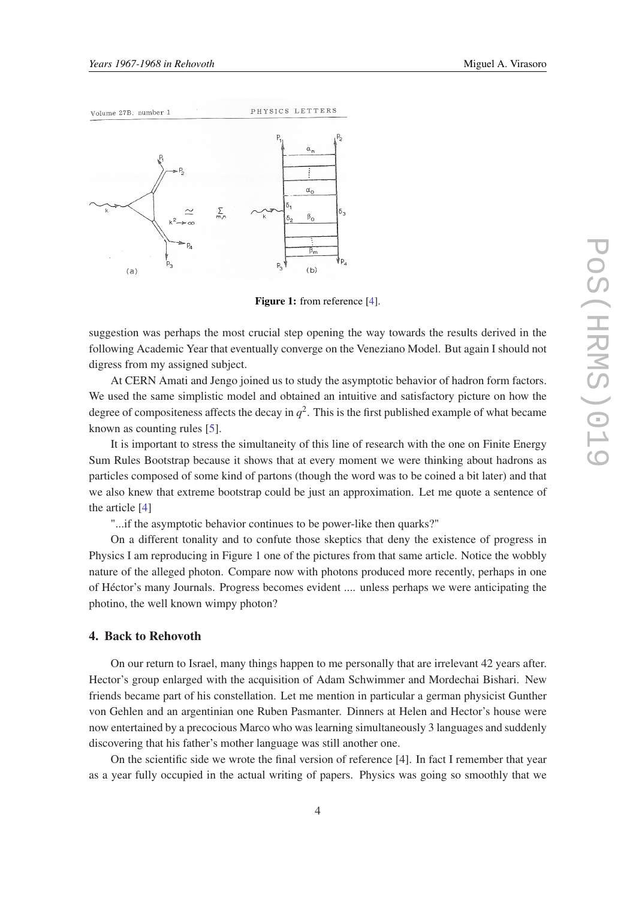Figure 1: from reference [4].

suggestion was perhaps the most crucial step opening the way towards the results derived in the following Academic Year that eventually converge on the Veneziano Model. But again I should not digress from my assigned subject.

At CERN Amati and Jengo joined us to study the asymptotic behavior of hadron form factors. We used the same simplistic model and obtained an intuitive and satisfactory picture on how the degree of compositeness affects the decay in $q^2$. This is the first published example of what became known as counting rules [5].

It is important to stress the simultaneity of this line of research with the one on Finite Energy Sum Rules Bootstrap because it shows that at every moment we were thinking about hadrons as particles composed of some kind of partons (though the word was to be coined a bit later) and that we also knew that extreme bootstrap could be just an approximation. Let me quote a sentence of the article [4]

"...if the asymptotic behavior continues to be power-like then quarks?"

On a different tonality and to confute those skeptics that deny the existence of progress in Physics I am reproducing in Figure 1 one of the pictures from that same article. Notice the wobbly nature of the alleged photon. Compare now with photons produced more recently, perhaps in one of Héctor's many Journals. Progress becomes evident .... unless perhaps we were anticipating the photino, the well known wimpy photon?

### 4. Back to Rehovoth

On our return to Israel, many things happen to me personally that are irrelevant 42 years after. Hector's group enlarged with the acquisition of Adam Schwimmer and Mordechai Bishari. New friends became part of his constellation. Let me mention in particular a german physicist Gunther von Gehlen and an argentinian one Ruben Pasmanter. Dinners at Helen and Hector's house were now entertained by a precocious Marco who was learning simultaneously 3 languages and suddenly discovering that his father's mother language was still another one.

On the scientific side we wrote the final version of reference [4]. In fact I remember that year as a year fully occupied in the actual writing of papers. Physics was going so smoothly that we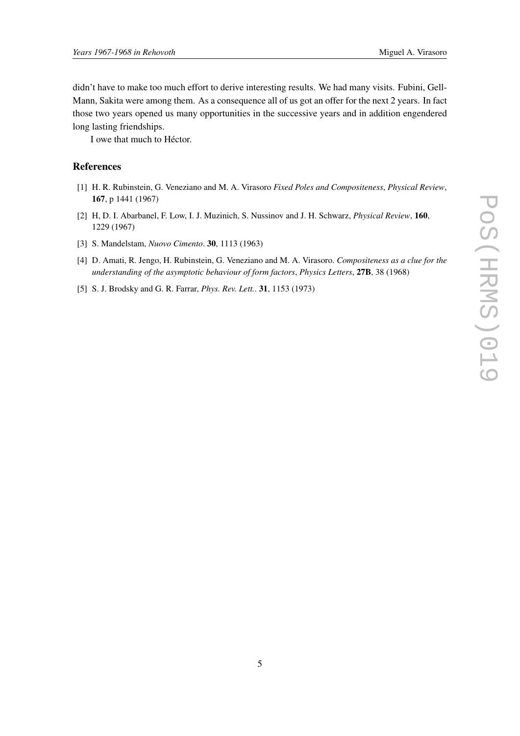didn't have to make too much effort to derive interesting results. We had many visits. Fubini, Gell-Mann, Sakita were among them. As a consequence all of us got an offer for the next 2 years. In fact those two years opened us many opportunities in the successive years and in addition engendered long lasting friendships.

I owe that much to Héctor.

## References

[1] H. R. Rubinstein, G. Veneziano and M. A. Virasoro *Fixed Poles and Compositeness*, *Physical Review*, **167**, p 1441 (1967)

[2] H, D. I. Abarbanel, F. Low, I. J. Muzinich, S. Nussinov and J. H. Schwarz, *Physical Review*, **160**, 1229 (1967)

[3] S. Mandelstam, *Nuovo Cimento*. **30**, 1113 (1963)

[4] D. Amati, R. Jengo, H. Rubinstein, G. Veneziano and M. A. Virasoro. *Compositeness as a clue for the understanding of the asymptotic behaviour of form factors*, *Physics Letters*, **27B**, 38 (1968)

[5] S. J. Brodsky and G. R. Farrar, *Phys. Rev. Lett.*. **31**, 1153 (1973)